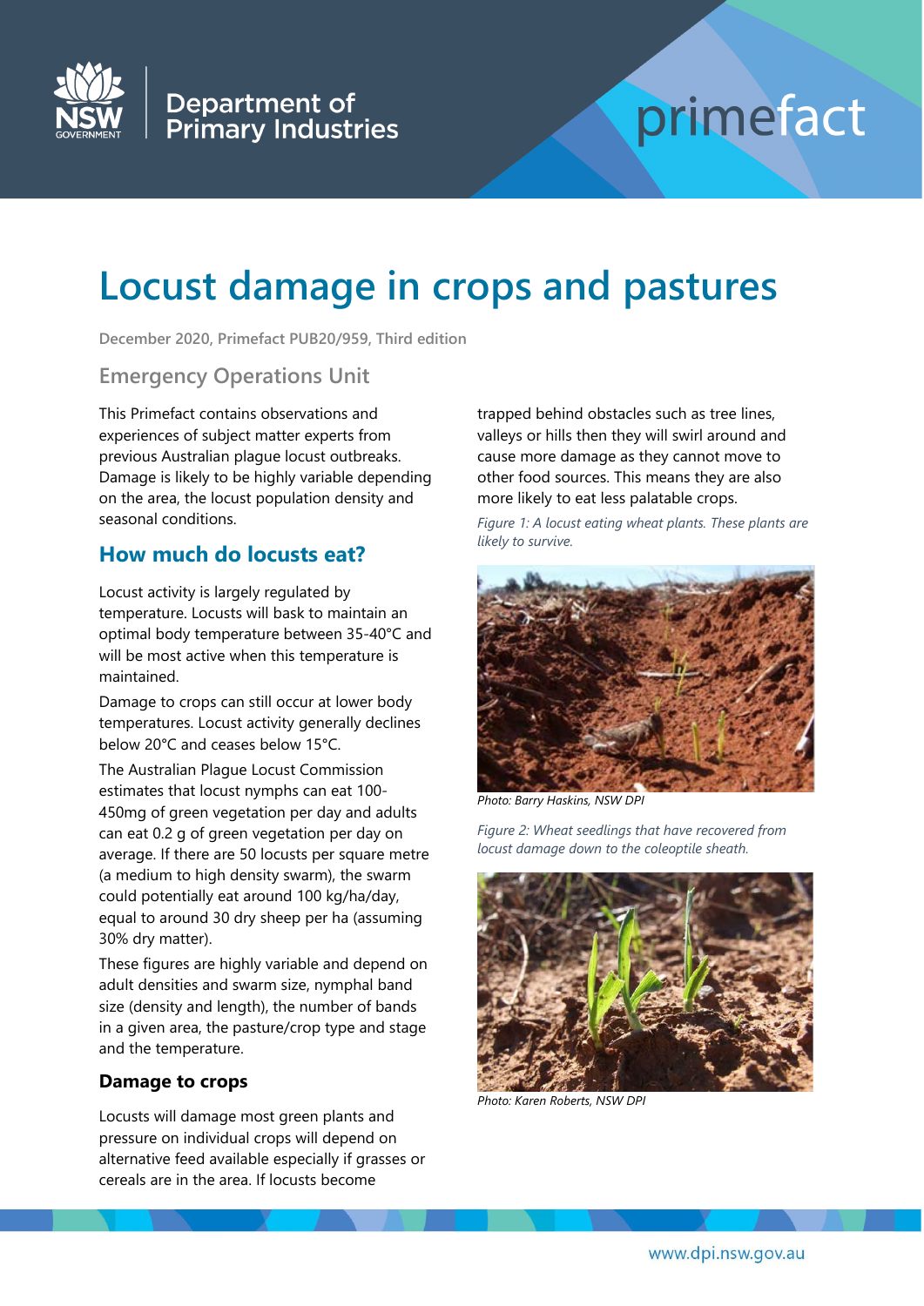# Locust damage in crops and pastures

December 2020, Primefact PUB20/959, Third edition

Emergency Operations Unit

This Primefact contains observations and experiences of subject matter experts from previous Australian plague locust outbreaks. Damage is likely to be highly variable depending on the area, the locust population density and seasonal conditions.

## How much do locusts eat?

Locust activity is largely regulated by temperature. Locusts will bask to maintain an optimal body temperature between 35-40°C and will be most active when this temperature is maintained.

Damage to crops can still occur at lower body temperatures. Locust activity generally declines below 20°C and ceases below 15°C.

The Australian Plague Locust Commission estimates that locust nymphs can eat 100-450mg of green vegetation per day and adults can eat 0.2 g of green vegetation per day on average. If there are 50 locusts per square metre (a medium to high density swarm), the swarm could potentially eat around 100 kg/ha/day, equal to around 30 dry sheep per ha (assuming 30% dry matter).

These figures are highly variable and depend on adult densities and swarm size, nymphal band size (density and length), the number of bands in a given area, the pasture/crop type and stage and the temperature.

### Damage to crops

Locusts will damage most green plants and pressure on individual crops will depend on alternative feed available especially if grasses or cereals are in the area. If locusts become trapped behind obstacles such as tree lines, valleys or hills then they will swirl around and cause more damage as they cannot move to other food sources. This means they are also more likely to eat less palatable crops.

*Figure 1: A locust eating wheat plants. These plants are likely to survive.*

Photo: Barry Haskins, NSW DPI

*Figure 2: Wheat seedlings that have recovered from locust damage down to the coleoptile sheath.*

Photo: Karen Roberts, NSW DPI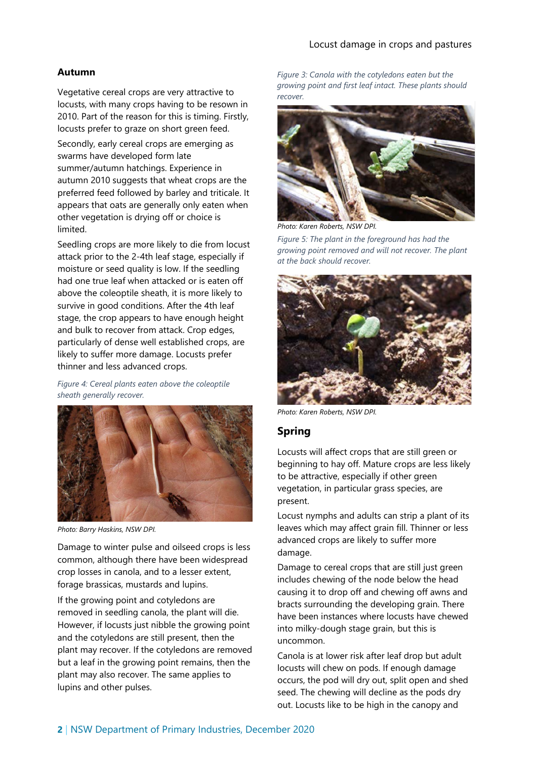### Autumn

Vegetative cereal crops are very attractive to locusts, with many crops having to be resown in 2010. Part of the reason for this is timing. Firstly, locusts prefer to graze on short green feed.

Secondly, early cereal crops are emerging as swarms have developed form late summer/autumn hatchings. Experience in autumn 2010 suggests that wheat crops are the preferred feed followed by barley and triticale. It appears that oats are generally only eaten when other vegetation is drying off or choice is limited.

Seedling crops are more likely to die from locust attack prior to the 2-4th leaf stage, especially if moisture or seed quality is low. If the seedling had one true leaf when attacked or is eaten off above the coleoptile sheath, it is more likely to survive in good conditions. After the 4th leaf stage, the crop appears to have enough height and bulk to recover from attack. Crop edges, particularly of dense well established crops, are likely to suffer more damage. Locusts prefer thinner and less advanced crops.

*Figure 4: Cereal plants eaten above the coleoptile sheath generally recover.*

Photo: Barry Haskins, NSW DPI.

Damage to winter pulse and oilseed crops is less common, although there have been widespread crop losses in canola, and to a lesser extent, forage brassicas, mustards and lupins.

If the growing point and cotyledons are removed in seedling canola, the plant will die. However, if locusts just nibble the growing point and the cotyledons are still present, then the plant may recover. If the cotyledons are removed but a leaf in the growing point remains, then the plant may also recover. The same applies to lupins and other pulses.

*Figure 3: Canola with the cotyledons eaten but the growing point and first leaf intact. These plants should recover.*

Photo: Karen Roberts, NSW DPI.

*Figure 5: The plant in the foreground has had the growing point removed and will not recover. The plant at the back should recover.*

Photo: Karen Roberts, NSW DPI.

## Spring

Locusts will affect crops that are still green or beginning to hay off. Mature crops are less likely to be attractive, especially if other green vegetation, in particular grass species, are present.

Locust nymphs and adults can strip a plant of its leaves which may affect grain fill. Thinner or less advanced crops are likely to suffer more damage.

Damage to cereal crops that are still just green includes chewing of the node below the head causing it to drop off and chewing off awns and bracts surrounding the developing grain. There have been instances where locusts have chewed into milky-dough stage grain, but this is uncommon.

Canola is at lower risk after leaf drop but adult locusts will chew on pods. If enough damage occurs, the pod will dry out, split open and shed seed. The chewing will decline as the pods dry out. Locusts like to be high in the canopy and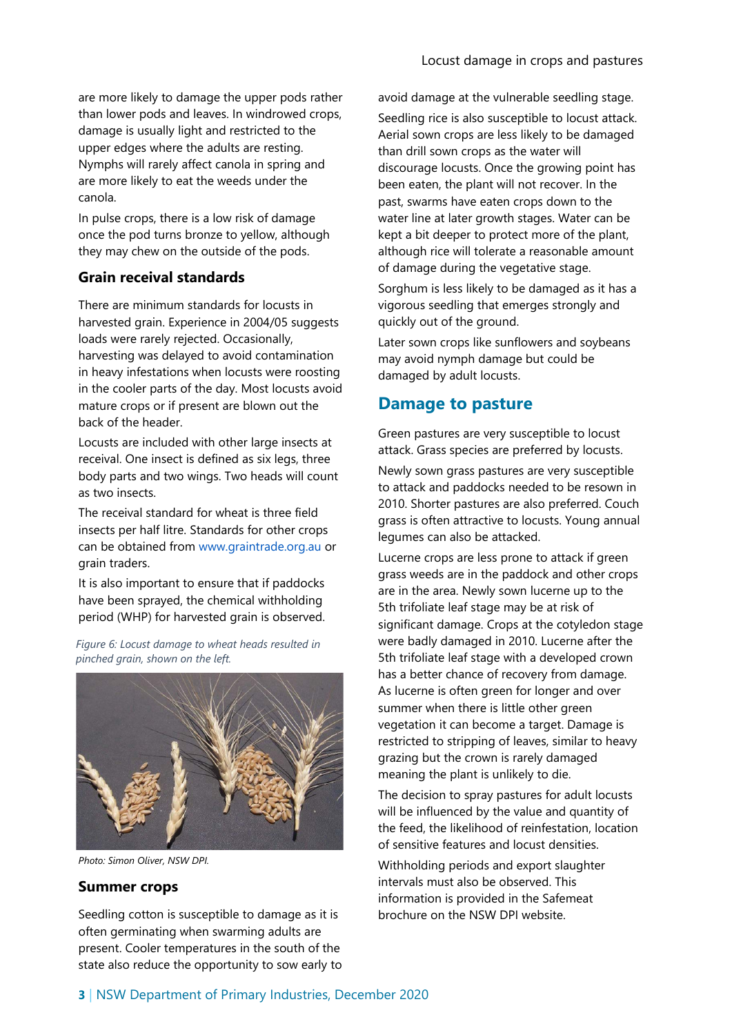are more likely to damage the upper pods rather than lower pods and leaves. In windrowed crops, damage is usually light and restricted to the upper edges where the adults are resting. Nymphs will rarely affect canola in spring and are more likely to eat the weeds under the canola.

In pulse crops, there is a low risk of damage once the pod turns bronze to yellow, although they may chew on the outside of the pods.

### Grain receival standards

There are minimum standards for locusts in harvested grain. Experience in 2004/05 suggests loads were rarely rejected. Occasionally, harvesting was delayed to avoid contamination in heavy infestations when locusts were roosting in the cooler parts of the day. Most locusts avoid mature crops or if present are blown out the back of the header.

Locusts are included with other large insects at receival. One insect is defined as six legs, three body parts and two wings. Two heads will count as two insects.

The receival standard for wheat is three field insects per half litre. Standards for other crops can be obtained from www.graintrade.org.au or grain traders.

It is also important to ensure that if paddocks have been sprayed, the chemical withholding period (WHP) for harvested grain is observed.

*Figure 6: Locust damage to wheat heads resulted in pinched grain, shown on the left.*

*Photo: Simon Oliver, NSW DPI.*

### Summer crops

Seedling cotton is susceptible to damage as it is often germinating when swarming adults are present. Cooler temperatures in the south of the state also reduce the opportunity to sow early to avoid damage at the vulnerable seedling stage.

Seedling rice is also susceptible to locust attack. Aerial sown crops are less likely to be damaged than drill sown crops as the water will discourage locusts. Once the growing point has been eaten, the plant will not recover. In the past, swarms have eaten crops down to the water line at later growth stages. Water can be kept a bit deeper to protect more of the plant, although rice will tolerate a reasonable amount of damage during the vegetative stage.

Sorghum is less likely to be damaged as it has a vigorous seedling that emerges strongly and quickly out of the ground.

Later sown crops like sunflowers and soybeans may avoid nymph damage but could be damaged by adult locusts.

## Damage to pasture

Green pastures are very susceptible to locust attack. Grass species are preferred by locusts.

Newly sown grass pastures are very susceptible to attack and paddocks needed to be resown in 2010. Shorter pastures are also preferred. Couch grass is often attractive to locusts. Young annual legumes can also be attacked.

Lucerne crops are less prone to attack if green grass weeds are in the paddock and other crops are in the area. Newly sown lucerne up to the 5th trifoliate leaf stage may be at risk of significant damage. Crops at the cotyledon stage were badly damaged in 2010. Lucerne after the 5th trifoliate leaf stage with a developed crown has a better chance of recovery from damage. As lucerne is often green for longer and over summer when there is little other green vegetation it can become a target. Damage is restricted to stripping of leaves, similar to heavy grazing but the crown is rarely damaged meaning the plant is unlikely to die.

The decision to spray pastures for adult locusts will be influenced by the value and quantity of the feed, the likelihood of reinfestation, location of sensitive features and locust densities.

Withholding periods and export slaughter intervals must also be observed. This information is provided in the Safemeat brochure on the NSW DPI website.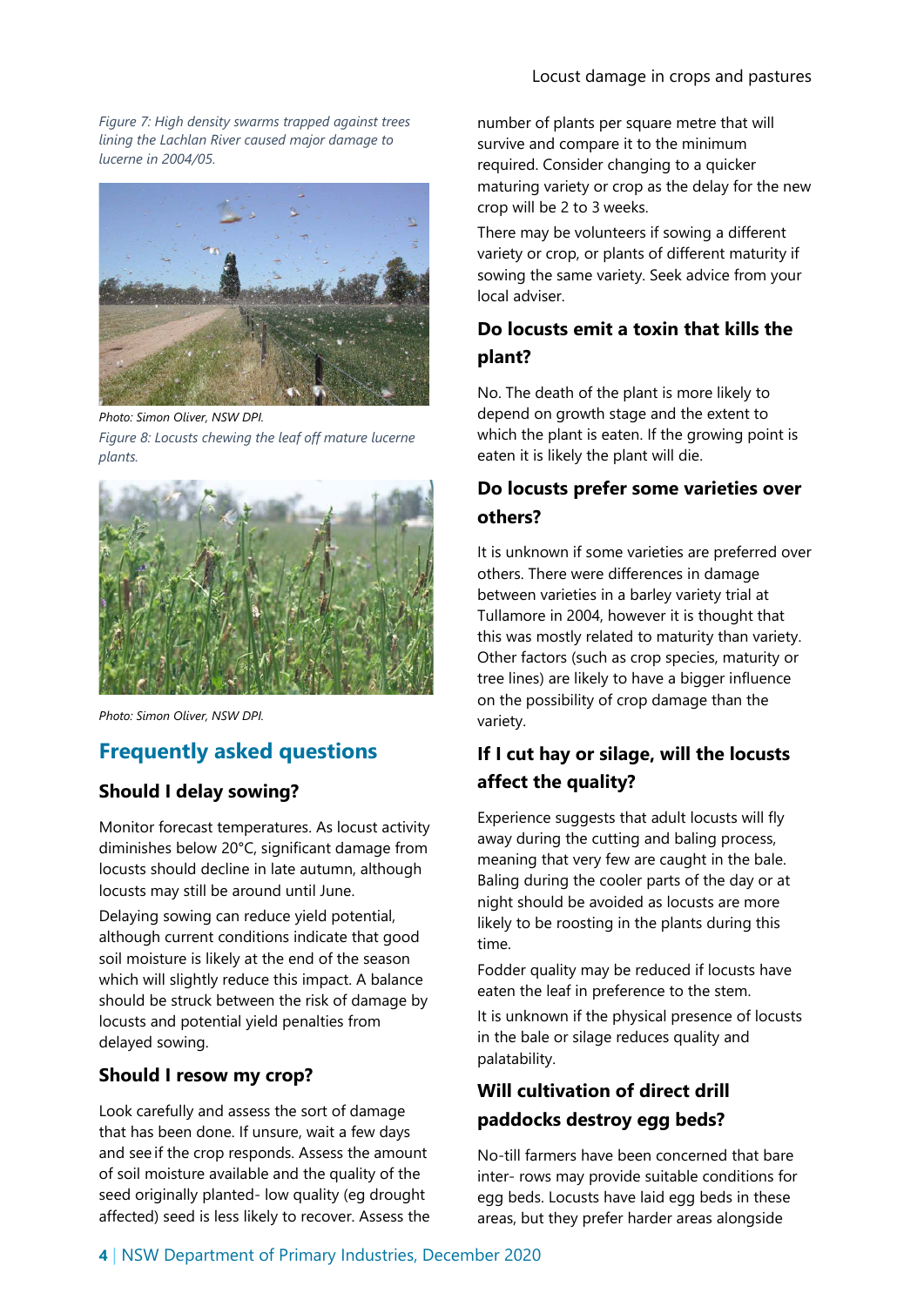*Figure 7: High density swarms trapped against trees lining the Lachlan River caused major damage to lucerne in 2004/05.*

*Photo: Simon Oliver, NSW DPI.*

*Figure 8: Locusts chewing the leaf off mature lucerne plants.*

*Photo: Simon Oliver, NSW DPI.*

## Frequently asked questions

### Should I delay sowing?

Monitor forecast temperatures. As locust activity diminishes below 20°C, significant damage from locusts should decline in late autumn, although locusts may still be around until June.

Delaying sowing can reduce yield potential, although current conditions indicate that good soil moisture is likely at the end of the season which will slightly reduce this impact. A balance should be struck between the risk of damage by locusts and potential yield penalties from delayed sowing.

### Should I resow my crop?

Look carefully and assess the sort of damage that has been done. If unsure, wait a few days and see if the crop responds. Assess the amount of soil moisture available and the quality of the seed originally planted- low quality (eg drought affected) seed is less likely to recover. Assess the number of plants per square metre that will survive and compare it to the minimum required. Consider changing to a quicker maturing variety or crop as the delay for the new crop will be 2 to 3 weeks.

There may be volunteers if sowing a different variety or crop, or plants of different maturity if sowing the same variety. Seek advice from your local adviser.

### Do locusts emit a toxin that kills the plant?

No. The death of the plant is more likely to depend on growth stage and the extent to which the plant is eaten. If the growing point is eaten it is likely the plant will die.

### Do locusts prefer some varieties over others?

It is unknown if some varieties are preferred over others. There were differences in damage between varieties in a barley variety trial at Tullamore in 2004, however it is thought that this was mostly related to maturity than variety. Other factors (such as crop species, maturity or tree lines) are likely to have a bigger influence on the possibility of crop damage than the variety.

### If I cut hay or silage, will the locusts affect the quality?

Experience suggests that adult locusts will fly away during the cutting and baling process, meaning that very few are caught in the bale. Baling during the cooler parts of the day or at night should be avoided as locusts are more likely to be roosting in the plants during this time.

Fodder quality may be reduced if locusts have eaten the leaf in preference to the stem.

It is unknown if the physical presence of locusts in the bale or silage reduces quality and palatability.

### Will cultivation of direct drill paddocks destroy egg beds?

No-till farmers have been concerned that bare inter- rows may provide suitable conditions for egg beds. Locusts have laid egg beds in these areas, but they prefer harder areas alongside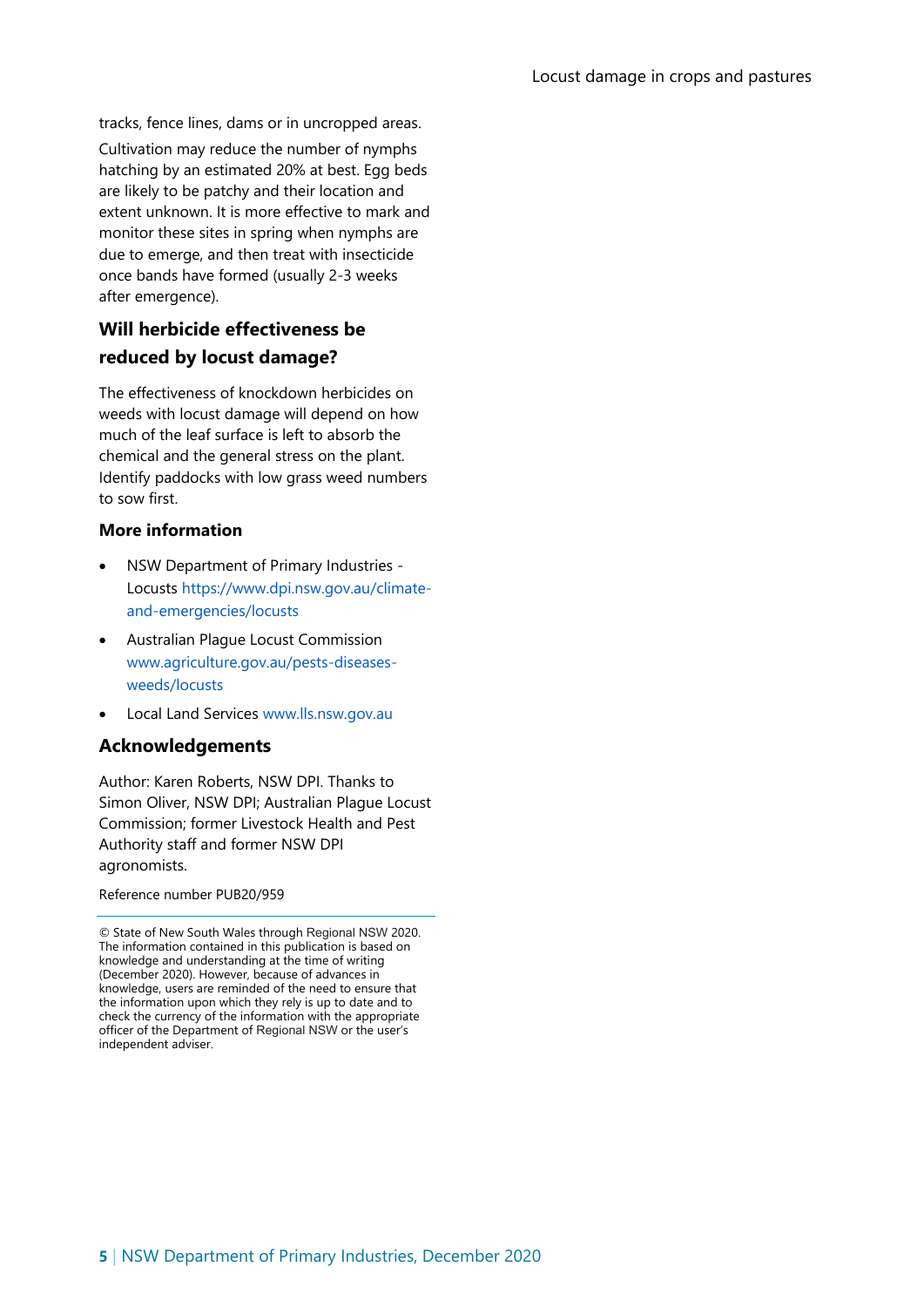tracks, fence lines, dams or in uncropped areas.

Cultivation may reduce the number of nymphs hatching by an estimated 20% at best. Egg beds are likely to be patchy and their location and extent unknown. It is more effective to mark and monitor these sites in spring when nymphs are due to emerge, and then treat with insecticide once bands have formed (usually 2-3 weeks after emergence).

### Will herbicide effectiveness be reduced by locust damage?

The effectiveness of knockdown herbicides on weeds with locust damage will depend on how much of the leaf surface is left to absorb the chemical and the general stress on the plant. Identify paddocks with low grass weed numbers to sow first.

#### More information

- NSW Department of Primary Industries - Locusts https://www.dpi.nsw.gov.au/climate-and-emergencies/locusts
- Australian Plague Locust Commission www.agriculture.gov.au/pests-diseases-weeds/locusts
- Local Land Services www.lls.nsw.gov.au

### Acknowledgements

Author: Karen Roberts, NSW DPI. Thanks to Simon Oliver, NSW DPI; Australian Plague Locust Commission; former Livestock Health and Pest Authority staff and former NSW DPI agronomists.

Reference number PUB20/959

---

© State of New South Wales through Regional NSW 2020. The information contained in this publication is based on knowledge and understanding at the time of writing (December 2020). However, because of advances in knowledge, users are reminded of the need to ensure that the information upon which they rely is up to date and to check the currency of the information with the appropriate officer of the Department of Regional NSW or the user's independent adviser.